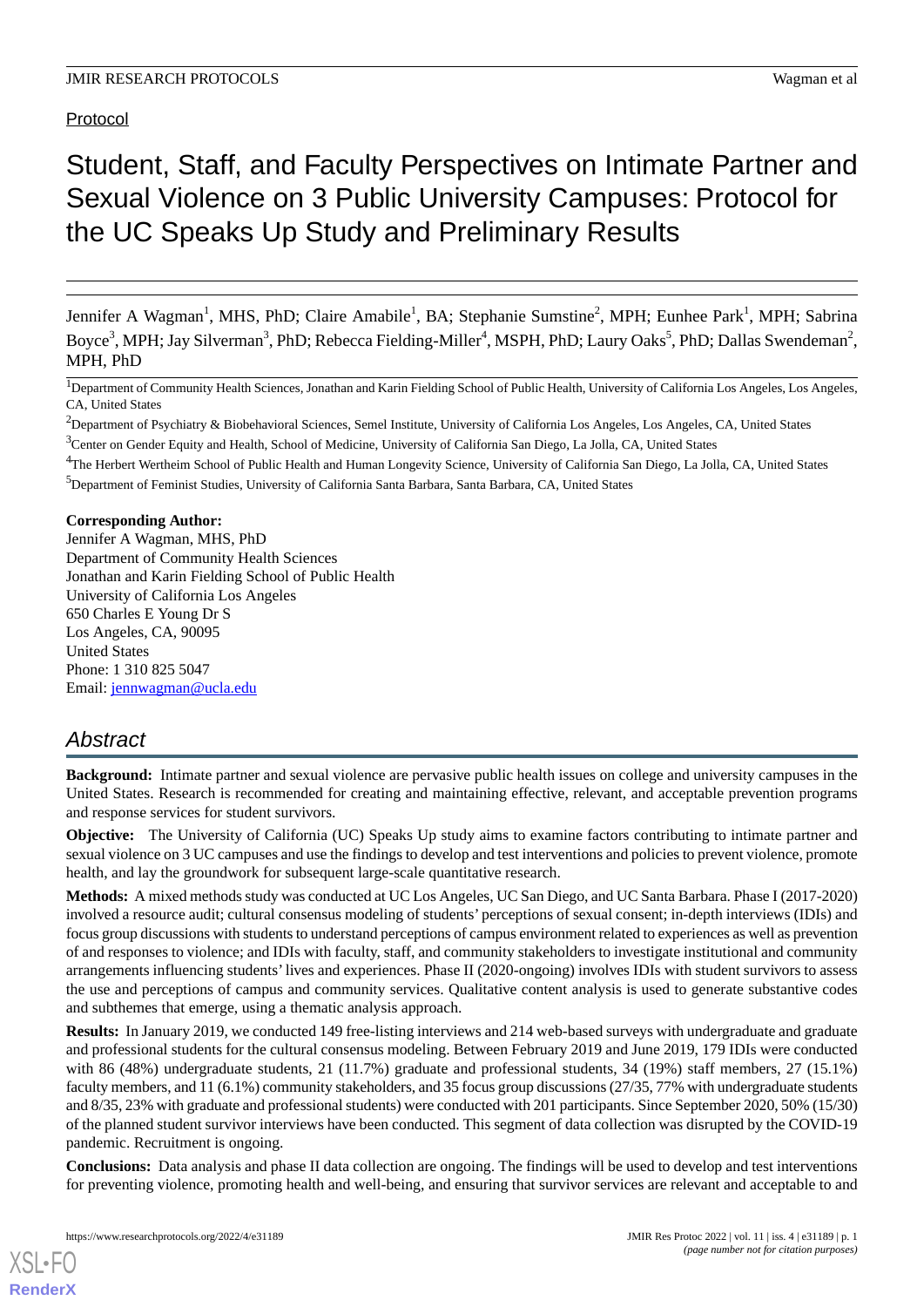Protocol

# Student, Staff, and Faculty Perspectives on Intimate Partner and Sexual Violence on 3 Public University Campuses: Protocol for the UC Speaks Up Study and Preliminary Results

Jennifer A Wagman[1], MHS, PhD; Claire Amabile[1], BA; Stephanie Sumstine[2], MPH; Eunhee Park[1], MPH; Sabrina Boyce[3], MPH; Jay Silverman[3], PhD; Rebecca Fielding-Miller[4], MSPH, PhD; Laury Oaks[5], PhD; Dallas Swendeman[2], MPH, PhD

[1]Department of Community Health Sciences, Jonathan and Karin Fielding School of Public Health, University of California Los Angeles, Los Angeles, CA, United States

[2]Department of Psychiatry & Biobehavioral Sciences, Semel Institute, University of California Los Angeles, Los Angeles, CA, United States

[3]Center on Gender Equity and Health, School of Medicine, University of California San Diego, La Jolla, CA, United States

[4]The Herbert Wertheim School of Public Health and Human Longevity Science, University of California San Diego, La Jolla, CA, United States

[5]Department of Feminist Studies, University of California Santa Barbara, Santa Barbara, CA, United States

**Corresponding Author:**
Jennifer A Wagman, MHS, PhD
Department of Community Health Sciences
Jonathan and Karin Fielding School of Public Health
University of California Los Angeles
650 Charles E Young Dr S
Los Angeles, CA, 90095
United States
Phone: 1 310 825 5047
Email: jennwagman@ucla.edu

## Abstract

**Background:** Intimate partner and sexual violence are pervasive public health issues on college and university campuses in the United States. Research is recommended for creating and maintaining effective, relevant, and acceptable prevention programs and response services for student survivors.

**Objective:** The University of California (UC) Speaks Up study aims to examine factors contributing to intimate partner and sexual violence on 3 UC campuses and use the findings to develop and test interventions and policies to prevent violence, promote health, and lay the groundwork for subsequent large-scale quantitative research.

**Methods:** A mixed methods study was conducted at UC Los Angeles, UC San Diego, and UC Santa Barbara. Phase I (2017-2020) involved a resource audit; cultural consensus modeling of students' perceptions of sexual consent; in-depth interviews (IDIs) and focus group discussions with students to understand perceptions of campus environment related to experiences as well as prevention of and responses to violence; and IDIs with faculty, staff, and community stakeholders to investigate institutional and community arrangements influencing students' lives and experiences. Phase II (2020-ongoing) involves IDIs with student survivors to assess the use and perceptions of campus and community services. Qualitative content analysis is used to generate substantive codes and subthemes that emerge, using a thematic analysis approach.

**Results:** In January 2019, we conducted 149 free-listing interviews and 214 web-based surveys with undergraduate and graduate and professional students for the cultural consensus modeling. Between February 2019 and June 2019, 179 IDIs were conducted with 86 (48%) undergraduate students, 21 (11.7%) graduate and professional students, 34 (19%) staff members, 27 (15.1%) faculty members, and 11 (6.1%) community stakeholders, and 35 focus group discussions (27/35, 77% with undergraduate students and 8/35, 23% with graduate and professional students) were conducted with 201 participants. Since September 2020, 50% (15/30) of the planned student survivor interviews have been conducted. This segment of data collection was disrupted by the COVID-19 pandemic. Recruitment is ongoing.

**Conclusions:** Data analysis and phase II data collection are ongoing. The findings will be used to develop and test interventions for preventing violence, promoting health and well-being, and ensuring that survivor services are relevant and acceptable to and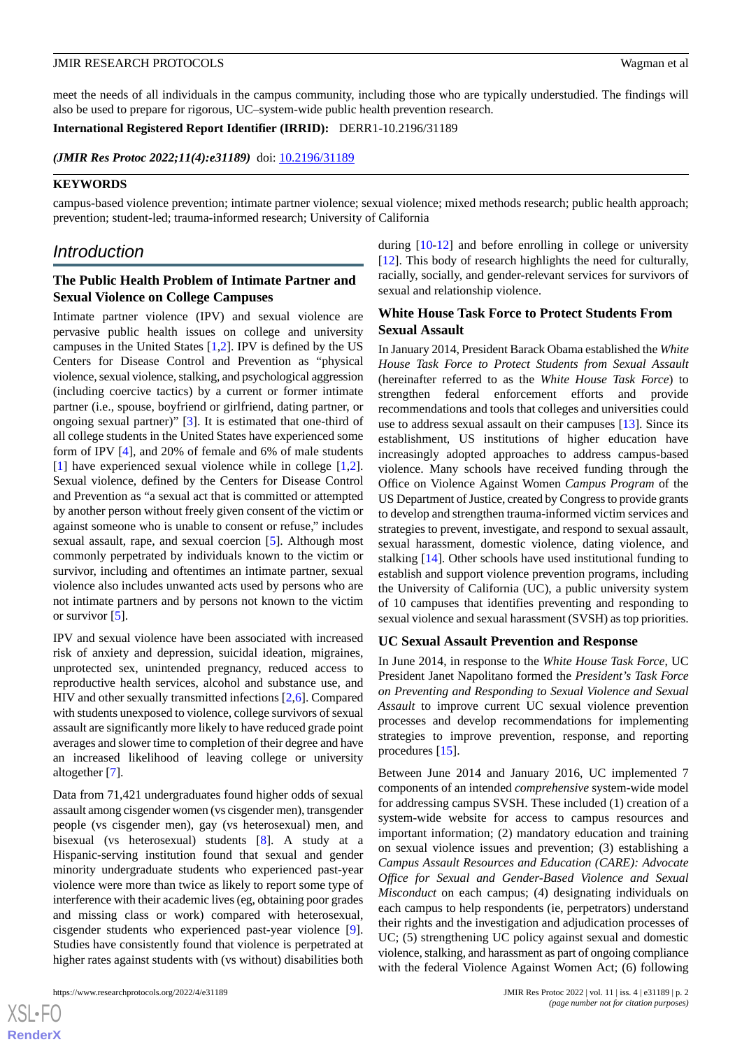meet the needs of all individuals in the campus community, including those who are typically understudied. The findings will also be used to prepare for rigorous, UC–system-wide public health prevention research.

**International Registered Report Identifier (IRRID):** DERR1-10.2196/31189

***(JMIR Res Protoc 2022;11(4):e31189)*** doi: 10.2196/31189

**KEYWORDS**

campus-based violence prevention; intimate partner violence; sexual violence; mixed methods research; public health approach; prevention; student-led; trauma-informed research; University of California

## Introduction

### The Public Health Problem of Intimate Partner and Sexual Violence on College Campuses

Intimate partner violence (IPV) and sexual violence are pervasive public health issues on college and university campuses in the United States [1,2]. IPV is defined by the US Centers for Disease Control and Prevention as "physical violence, sexual violence, stalking, and psychological aggression (including coercive tactics) by a current or former intimate partner (i.e., spouse, boyfriend or girlfriend, dating partner, or ongoing sexual partner)" [3]. It is estimated that one-third of all college students in the United States have experienced some form of IPV [4], and 20% of female and 6% of male students [1] have experienced sexual violence while in college [1,2]. Sexual violence, defined by the Centers for Disease Control and Prevention as "a sexual act that is committed or attempted by another person without freely given consent of the victim or against someone who is unable to consent or refuse," includes sexual assault, rape, and sexual coercion [5]. Although most commonly perpetrated by individuals known to the victim or survivor, including and oftentimes an intimate partner, sexual violence also includes unwanted acts used by persons who are not intimate partners and by persons not known to the victim or survivor [5].

IPV and sexual violence have been associated with increased risk of anxiety and depression, suicidal ideation, migraines, unprotected sex, unintended pregnancy, reduced access to reproductive health services, alcohol and substance use, and HIV and other sexually transmitted infections [2,6]. Compared with students unexposed to violence, college survivors of sexual assault are significantly more likely to have reduced grade point averages and slower time to completion of their degree and have an increased likelihood of leaving college or university altogether [7].

Data from 71,421 undergraduates found higher odds of sexual assault among cisgender women (vs cisgender men), transgender people (vs cisgender men), gay (vs heterosexual) men, and bisexual (vs heterosexual) students [8]. A study at a Hispanic-serving institution found that sexual and gender minority undergraduate students who experienced past-year violence were more than twice as likely to report some type of interference with their academic lives (eg, obtaining poor grades and missing class or work) compared with heterosexual, cisgender students who experienced past-year violence [9]. Studies have consistently found that violence is perpetrated at higher rates against students with (vs without) disabilities both during [10-12] and before enrolling in college or university [12]. This body of research highlights the need for culturally, racially, socially, and gender-relevant services for survivors of sexual and relationship violence.

### White House Task Force to Protect Students From Sexual Assault

In January 2014, President Barack Obama established the *White House Task Force to Protect Students from Sexual Assault* (hereinafter referred to as the *White House Task Force*) to strengthen federal enforcement efforts and provide recommendations and tools that colleges and universities could use to address sexual assault on their campuses [13]. Since its establishment, US institutions of higher education have increasingly adopted approaches to address campus-based violence. Many schools have received funding through the Office on Violence Against Women *Campus Program* of the US Department of Justice, created by Congress to provide grants to develop and strengthen trauma-informed victim services and strategies to prevent, investigate, and respond to sexual assault, sexual harassment, domestic violence, dating violence, and stalking [14]. Other schools have used institutional funding to establish and support violence prevention programs, including the University of California (UC), a public university system of 10 campuses that identifies preventing and responding to sexual violence and sexual harassment (SVSH) as top priorities.

### UC Sexual Assault Prevention and Response

In June 2014, in response to the *White House Task Force*, UC President Janet Napolitano formed the *President's Task Force on Preventing and Responding to Sexual Violence and Sexual Assault* to improve current UC sexual violence prevention processes and develop recommendations for implementing strategies to improve prevention, response, and reporting procedures [15].

Between June 2014 and January 2016, UC implemented 7 components of an intended *comprehensive* system-wide model for addressing campus SVSH. These included (1) creation of a system-wide website for access to campus resources and important information; (2) mandatory education and training on sexual violence issues and prevention; (3) establishing a *Campus Assault Resources and Education (CARE): Advocate Office for Sexual and Gender-Based Violence and Sexual Misconduct* on each campus; (4) designating individuals on each campus to help respondents (ie, perpetrators) understand their rights and the investigation and adjudication processes of UC; (5) strengthening UC policy against sexual and domestic violence, stalking, and harassment as part of ongoing compliance with the federal Violence Against Women Act; (6) following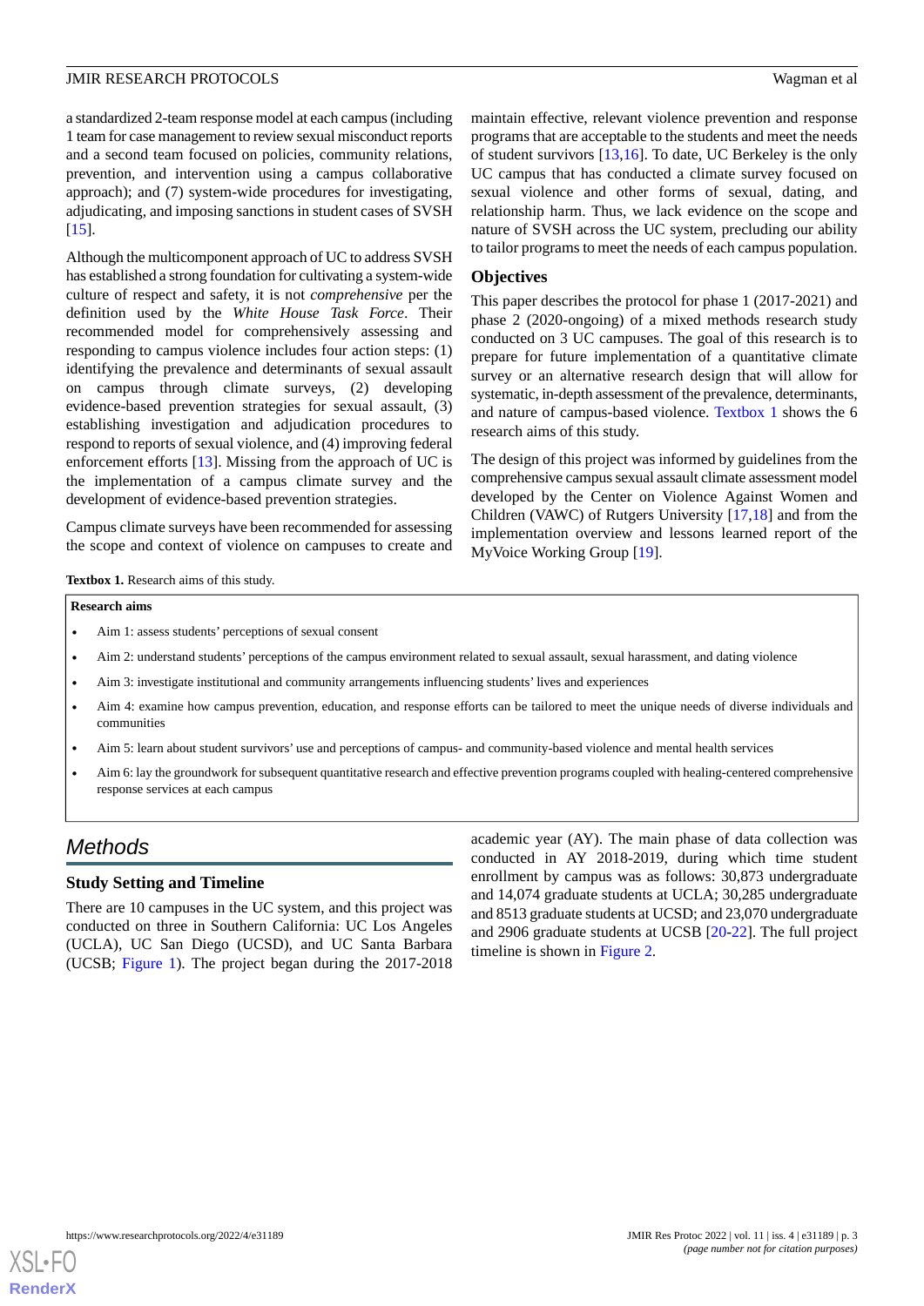a standardized 2-team response model at each campus (including 1 team for case management to review sexual misconduct reports and a second team focused on policies, community relations, prevention, and intervention using a campus collaborative approach); and (7) system-wide procedures for investigating, adjudicating, and imposing sanctions in student cases of SVSH [15].

Although the multicomponent approach of UC to address SVSH has established a strong foundation for cultivating a system-wide culture of respect and safety, it is not *comprehensive* per the definition used by the *White House Task Force*. Their recommended model for comprehensively assessing and responding to campus violence includes four action steps: (1) identifying the prevalence and determinants of sexual assault on campus through climate surveys, (2) developing evidence-based prevention strategies for sexual assault, (3) establishing investigation and adjudication procedures to respond to reports of sexual violence, and (4) improving federal enforcement efforts [13]. Missing from the approach of UC is the implementation of a campus climate survey and the development of evidence-based prevention strategies.

Campus climate surveys have been recommended for assessing the scope and context of violence on campuses to create and maintain effective, relevant violence prevention and response programs that are acceptable to the students and meet the needs of student survivors [13,16]. To date, UC Berkeley is the only UC campus that has conducted a climate survey focused on sexual violence and other forms of sexual, dating, and relationship harm. Thus, we lack evidence on the scope and nature of SVSH across the UC system, precluding our ability to tailor programs to meet the needs of each campus population.

### Objectives

This paper describes the protocol for phase 1 (2017-2021) and phase 2 (2020-ongoing) of a mixed methods research study conducted on 3 UC campuses. The goal of this research is to prepare for future implementation of a quantitative climate survey or an alternative research design that will allow for systematic, in-depth assessment of the prevalence, determinants, and nature of campus-based violence. Textbox 1 shows the 6 research aims of this study.

The design of this project was informed by guidelines from the comprehensive campus sexual assault climate assessment model developed by the Center on Violence Against Women and Children (VAWC) of Rutgers University [17,18] and from the implementation overview and lessons learned report of the MyVoice Working Group [19].

**Textbox 1.** Research aims of this study.

**Research aims**

- Aim 1: assess students' perceptions of sexual consent
- Aim 2: understand students' perceptions of the campus environment related to sexual assault, sexual harassment, and dating violence
- Aim 3: investigate institutional and community arrangements influencing students' lives and experiences
- Aim 4: examine how campus prevention, education, and response efforts can be tailored to meet the unique needs of diverse individuals and communities
- Aim 5: learn about student survivors' use and perceptions of campus- and community-based violence and mental health services
- Aim 6: lay the groundwork for subsequent quantitative research and effective prevention programs coupled with healing-centered comprehensive response services at each campus

## Methods

### Study Setting and Timeline

There are 10 campuses in the UC system, and this project was conducted on three in Southern California: UC Los Angeles (UCLA), UC San Diego (UCSD), and UC Santa Barbara (UCSB; Figure 1). The project began during the 2017-2018 academic year (AY). The main phase of data collection was conducted in AY 2018-2019, during which time student enrollment by campus was as follows: 30,873 undergraduate and 14,074 graduate students at UCLA; 30,285 undergraduate and 8513 graduate students at UCSD; and 23,070 undergraduate and 2906 graduate students at UCSB [20-22]. The full project timeline is shown in Figure 2.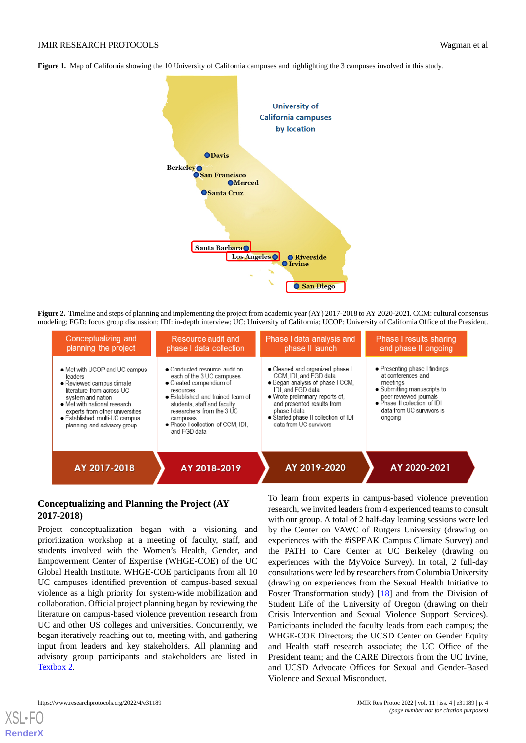**Figure 1.** Map of California showing the 10 University of California campuses and highlighting the 3 campuses involved in this study.

**Figure 2.** Timeline and steps of planning and implementing the project from academic year (AY) 2017-2018 to AY 2020-2021. CCM: cultural consensus modeling; FGD: focus group discussion; IDI: in-depth interview; UC: University of California; UCOP: University of California Office of the President.

## Conceptualizing and Planning the Project (AY 2017-2018)

Project conceptualization began with a visioning and prioritization workshop at a meeting of faculty, staff, and students involved with the Women's Health, Gender, and Empowerment Center of Expertise (WHGE-COE) of the UC Global Health Institute. WHGE-COE participants from all 10 UC campuses identified prevention of campus-based sexual violence as a high priority for system-wide mobilization and collaboration. Official project planning began by reviewing the literature on campus-based violence prevention research from UC and other US colleges and universities. Concurrently, we began iteratively reaching out to, meeting with, and gathering input from leaders and key stakeholders. All planning and advisory group participants and stakeholders are listed in Textbox 2.

To learn from experts in campus-based violence prevention research, we invited leaders from 4 experienced teams to consult with our group. A total of 2 half-day learning sessions were led by the Center on VAWC of Rutgers University (drawing on experiences with the #iSPEAK Campus Climate Survey) and the PATH to Care Center at UC Berkeley (drawing on experiences with the MyVoice Survey). In total, 2 full-day consultations were led by researchers from Columbia University (drawing on experiences from the Sexual Health Initiative to Foster Transformation study) [18] and from the Division of Student Life of the University of Oregon (drawing on their Crisis Intervention and Sexual Violence Support Services). Participants included the faculty leads from each campus; the WHGE-COE Directors; the UCSD Center on Gender Equity and Health staff research associate; the UC Office of the President team; and the CARE Directors from the UC Irvine, and UCSD Advocate Offices for Sexual and Gender-Based Violence and Sexual Misconduct.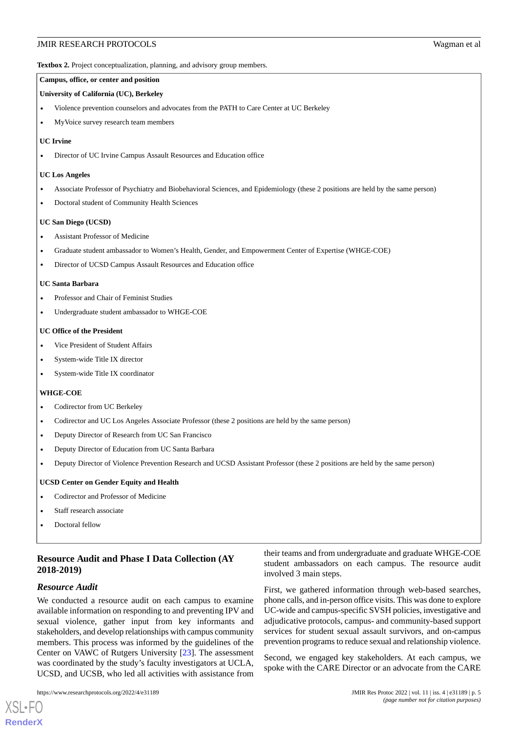**Textbox 2.** Project conceptualization, planning, and advisory group members.

**Campus, office, or center and position**

**University of California (UC), Berkeley**

- Violence prevention counselors and advocates from the PATH to Care Center at UC Berkeley
- MyVoice survey research team members

**UC Irvine**

- Director of UC Irvine Campus Assault Resources and Education office

**UC Los Angeles**

- Associate Professor of Psychiatry and Biobehavioral Sciences, and Epidemiology (these 2 positions are held by the same person)
- Doctoral student of Community Health Sciences

**UC San Diego (UCSD)**

- Assistant Professor of Medicine
- Graduate student ambassador to Women's Health, Gender, and Empowerment Center of Expertise (WHGE-COE)
- Director of UCSD Campus Assault Resources and Education office

**UC Santa Barbara**

- Professor and Chair of Feminist Studies
- Undergraduate student ambassador to WHGE-COE

**UC Office of the President**

- Vice President of Student Affairs
- System-wide Title IX director
- System-wide Title IX coordinator

**WHGE-COE**

- Codirector from UC Berkeley
- Codirector and UC Los Angeles Associate Professor (these 2 positions are held by the same person)
- Deputy Director of Research from UC San Francisco
- Deputy Director of Education from UC Santa Barbara
- Deputy Director of Violence Prevention Research and UCSD Assistant Professor (these 2 positions are held by the same person)

**UCSD Center on Gender Equity and Health**

- Codirector and Professor of Medicine
- Staff research associate
- Doctoral fellow

## Resource Audit and Phase I Data Collection (AY 2018-2019)

### *Resource Audit*

We conducted a resource audit on each campus to examine available information on responding to and preventing IPV and sexual violence, gather input from key informants and stakeholders, and develop relationships with campus community members. This process was informed by the guidelines of the Center on VAWC of Rutgers University [23]. The assessment was coordinated by the study's faculty investigators at UCLA, UCSD, and UCSB, who led all activities with assistance from their teams and from undergraduate and graduate WHGE-COE student ambassadors on each campus. The resource audit involved 3 main steps.

First, we gathered information through web-based searches, phone calls, and in-person office visits. This was done to explore UC-wide and campus-specific SVSH policies, investigative and adjudicative protocols, campus- and community-based support services for student sexual assault survivors, and on-campus prevention programs to reduce sexual and relationship violence.

Second, we engaged key stakeholders. At each campus, we spoke with the CARE Director or an advocate from the CARE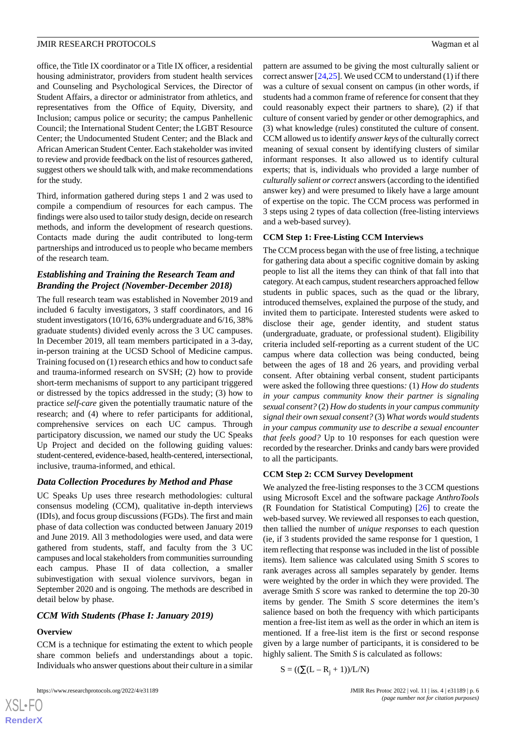office, the Title IX coordinator or a Title IX officer, a residential housing administrator, providers from student health services and Counseling and Psychological Services, the Director of Student Affairs, a director or administrator from athletics, and representatives from the Office of Equity, Diversity, and Inclusion; campus police or security; the campus Panhellenic Council; the International Student Center; the LGBT Resource Center; the Undocumented Student Center; and the Black and African American Student Center. Each stakeholder was invited to review and provide feedback on the list of resources gathered, suggest others we should talk with, and make recommendations for the study.

Third, information gathered during steps 1 and 2 was used to compile a compendium of resources for each campus. The findings were also used to tailor study design, decide on research methods, and inform the development of research questions. Contacts made during the audit contributed to long-term partnerships and introduced us to people who became members of the research team.

### Establishing and Training the Research Team and Branding the Project (November-December 2018)

The full research team was established in November 2019 and included 6 faculty investigators, 3 staff coordinators, and 16 student investigators (10/16, 63% undergraduate and 6/16, 38% graduate students) divided evenly across the 3 UC campuses. In December 2019, all team members participated in a 3-day, in-person training at the UCSD School of Medicine campus. Training focused on (1) research ethics and how to conduct safe and trauma-informed research on SVSH; (2) how to provide short-term mechanisms of support to any participant triggered or distressed by the topics addressed in the study; (3) how to practice *self-care* given the potentially traumatic nature of the research; and (4) where to refer participants for additional, comprehensive services on each UC campus. Through participatory discussion, we named our study the UC Speaks Up Project and decided on the following guiding values: student-centered, evidence-based, health-centered, intersectional, inclusive, trauma-informed, and ethical.

### Data Collection Procedures by Method and Phase

UC Speaks Up uses three research methodologies: cultural consensus modeling (CCM), qualitative in-depth interviews (IDIs), and focus group discussions (FGDs). The first and main phase of data collection was conducted between January 2019 and June 2019. All 3 methodologies were used, and data were gathered from students, staff, and faculty from the 3 UC campuses and local stakeholders from communities surrounding each campus. Phase II of data collection, a smaller subinvestigation with sexual violence survivors, began in September 2020 and is ongoing. The methods are described in detail below by phase.

### CCM With Students (Phase I: January 2019)

#### Overview

CCM is a technique for estimating the extent to which people share common beliefs and understandings about a topic. Individuals who answer questions about their culture in a similar pattern are assumed to be giving the most culturally salient or correct answer [24,25]. We used CCM to understand (1) if there was a culture of sexual consent on campus (in other words, if students had a common frame of reference for consent that they could reasonably expect their partners to share), (2) if that culture of consent varied by gender or other demographics, and (3) what knowledge (rules) constituted the culture of consent. CCM allowed us to identify *answer keys* of the culturally correct meaning of sexual consent by identifying clusters of similar informant responses. It also allowed us to identify cultural experts; that is, individuals who provided a large number of *culturally salient or correct* answers (according to the identified answer key) and were presumed to likely have a large amount of expertise on the topic. The CCM process was performed in 3 steps using 2 types of data collection (free-listing interviews and a web-based survey).

#### CCM Step 1: Free-Listing CCM Interviews

The CCM process began with the use of free listing, a technique for gathering data about a specific cognitive domain by asking people to list all the items they can think of that fall into that category. At each campus, student researchers approached fellow students in public spaces, such as the quad or the library, introduced themselves, explained the purpose of the study, and invited them to participate. Interested students were asked to disclose their age, gender identity, and student status (undergraduate, graduate, or professional student). Eligibility criteria included self-reporting as a current student of the UC campus where data collection was being conducted, being between the ages of 18 and 26 years, and providing verbal consent. After obtaining verbal consent, student participants were asked the following three questions*:* (1) *How do students in your campus community know their partner is signaling sexual consent?* (2) *How do students in your campus community signal their own sexual consent?* (3) *What words would students in your campus community use to describe a sexual encounter that feels good?* Up to 10 responses for each question were recorded by the researcher. Drinks and candy bars were provided to all the participants.

#### CCM Step 2: CCM Survey Development

We analyzed the free-listing responses to the 3 CCM questions using Microsoft Excel and the software package *AnthroTools* (R Foundation for Statistical Computing) [26] to create the web-based survey. We reviewed all responses to each question, then tallied the number of *unique responses* to each question (ie, if 3 students provided the same response for 1 question, 1 item reflecting that response was included in the list of possible items). Item salience was calculated using Smith *S* scores to rank averages across all samples separately by gender. Items were weighted by the order in which they were provided. The average Smith *S* score was ranked to determine the top 20-30 items by gender. The Smith *S* score determines the item's salience based on both the frequency with which participants mention a free-list item as well as the order in which an item is mentioned. If a free-list item is the first or second response given by a large number of participants, it is considered to be highly salient. The Smith *S* is calculated as follows:

$$S = ((\sum(L - R_j + 1))/L/N)$$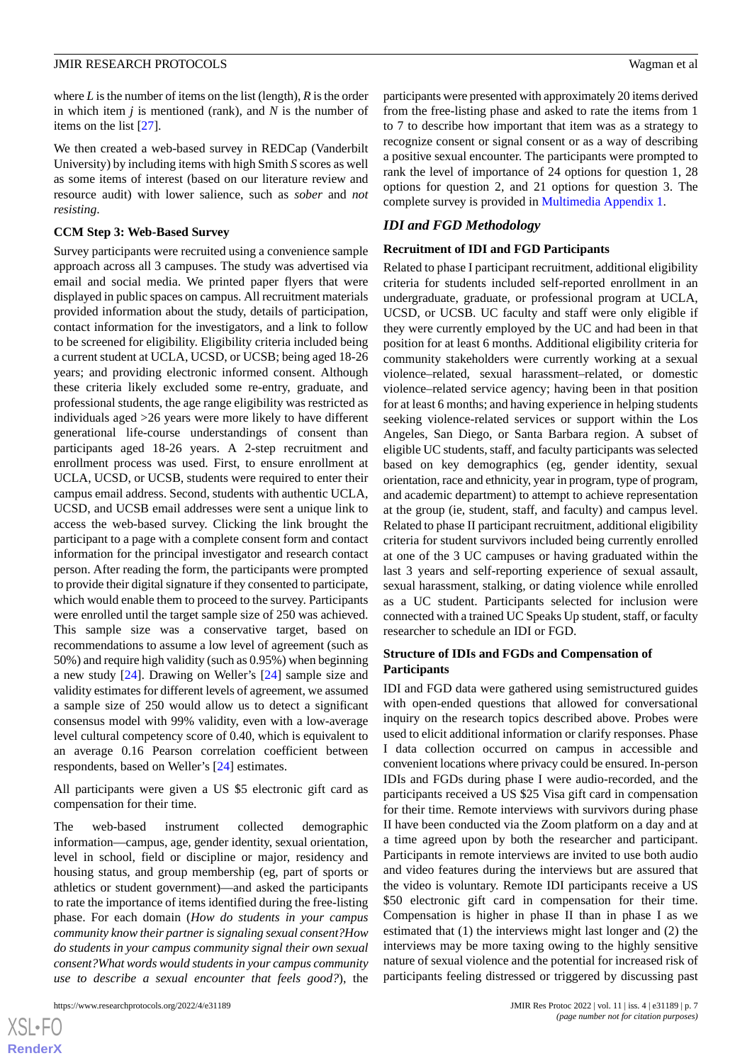where $L$ is the number of items on the list (length), $R$ is the order in which item $j$ is mentioned (rank), and $N$ is the number of items on the list [27].

We then created a web-based survey in REDCap (Vanderbilt University) by including items with high Smith $S$ scores as well as some items of interest (based on our literature review and resource audit) with lower salience, such as *sober* and *not resisting*.

### CCM Step 3: Web-Based Survey

Survey participants were recruited using a convenience sample approach across all 3 campuses. The study was advertised via email and social media. We printed paper flyers that were displayed in public spaces on campus. All recruitment materials provided information about the study, details of participation, contact information for the investigators, and a link to follow to be screened for eligibility. Eligibility criteria included being a current student at UCLA, UCSD, or UCSB; being aged 18-26 years; and providing electronic informed consent. Although these criteria likely excluded some re-entry, graduate, and professional students, the age range eligibility was restricted as individuals aged >26 years were more likely to have different generational life-course understandings of consent than participants aged 18-26 years. A 2-step recruitment and enrollment process was used. First, to ensure enrollment at UCLA, UCSD, or UCSB, students were required to enter their campus email address. Second, students with authentic UCLA, UCSD, and UCSB email addresses were sent a unique link to access the web-based survey. Clicking the link brought the participant to a page with a complete consent form and contact information for the principal investigator and research contact person. After reading the form, the participants were prompted to provide their digital signature if they consented to participate, which would enable them to proceed to the survey. Participants were enrolled until the target sample size of 250 was achieved. This sample size was a conservative target, based on recommendations to assume a low level of agreement (such as 50%) and require high validity (such as 0.95%) when beginning a new study [24]. Drawing on Weller's [24] sample size and validity estimates for different levels of agreement, we assumed a sample size of 250 would allow us to detect a significant consensus model with 99% validity, even with a low-average level cultural competency score of 0.40, which is equivalent to an average 0.16 Pearson correlation coefficient between respondents, based on Weller's [24] estimates.

All participants were given a US $5 electronic gift card as compensation for their time.

The web-based instrument collected demographic information—campus, age, gender identity, sexual orientation, level in school, field or discipline or major, residency and housing status, and group membership (eg, part of sports or athletics or student government)—and asked the participants to rate the importance of items identified during the free-listing phase. For each domain (*How do students in your campus community know their partner is signaling sexual consent?How do students in your campus community signal their own sexual consent?What words would students in your campus community use to describe a sexual encounter that feels good?*), the participants were presented with approximately 20 items derived from the free-listing phase and asked to rate the items from 1 to 7 to describe how important that item was as a strategy to recognize consent or signal consent or as a way of describing a positive sexual encounter. The participants were prompted to rank the level of importance of 24 options for question 1, 28 options for question 2, and 21 options for question 3. The complete survey is provided in Multimedia Appendix 1.

## IDI and FGD Methodology

### Recruitment of IDI and FGD Participants

Related to phase I participant recruitment, additional eligibility criteria for students included self-reported enrollment in an undergraduate, graduate, or professional program at UCLA, UCSD, or UCSB. UC faculty and staff were only eligible if they were currently employed by the UC and had been in that position for at least 6 months. Additional eligibility criteria for community stakeholders were currently working at a sexual violence–related, sexual harassment–related, or domestic violence–related service agency; having been in that position for at least 6 months; and having experience in helping students seeking violence-related services or support within the Los Angeles, San Diego, or Santa Barbara region. A subset of eligible UC students, staff, and faculty participants was selected based on key demographics (eg, gender identity, sexual orientation, race and ethnicity, year in program, type of program, and academic department) to attempt to achieve representation at the group (ie, student, staff, and faculty) and campus level. Related to phase II participant recruitment, additional eligibility criteria for student survivors included being currently enrolled at one of the 3 UC campuses or having graduated within the last 3 years and self-reporting experience of sexual assault, sexual harassment, stalking, or dating violence while enrolled as a UC student. Participants selected for inclusion were connected with a trained UC Speaks Up student, staff, or faculty researcher to schedule an IDI or FGD.

### Structure of IDIs and FGDs and Compensation of Participants

IDI and FGD data were gathered using semistructured guides with open-ended questions that allowed for conversational inquiry on the research topics described above. Probes were used to elicit additional information or clarify responses. Phase I data collection occurred on campus in accessible and convenient locations where privacy could be ensured. In-person IDIs and FGDs during phase I were audio-recorded, and the participants received a US $25 Visa gift card in compensation for their time. Remote interviews with survivors during phase II have been conducted via the Zoom platform on a day and at a time agreed upon by both the researcher and participant. Participants in remote interviews are invited to use both audio and video features during the interviews but are assured that the video is voluntary. Remote IDI participants receive a US $50 electronic gift card in compensation for their time. Compensation is higher in phase II than in phase I as we estimated that (1) the interviews might last longer and (2) the interviews may be more taxing owing to the highly sensitive nature of sexual violence and the potential for increased risk of participants feeling distressed or triggered by discussing past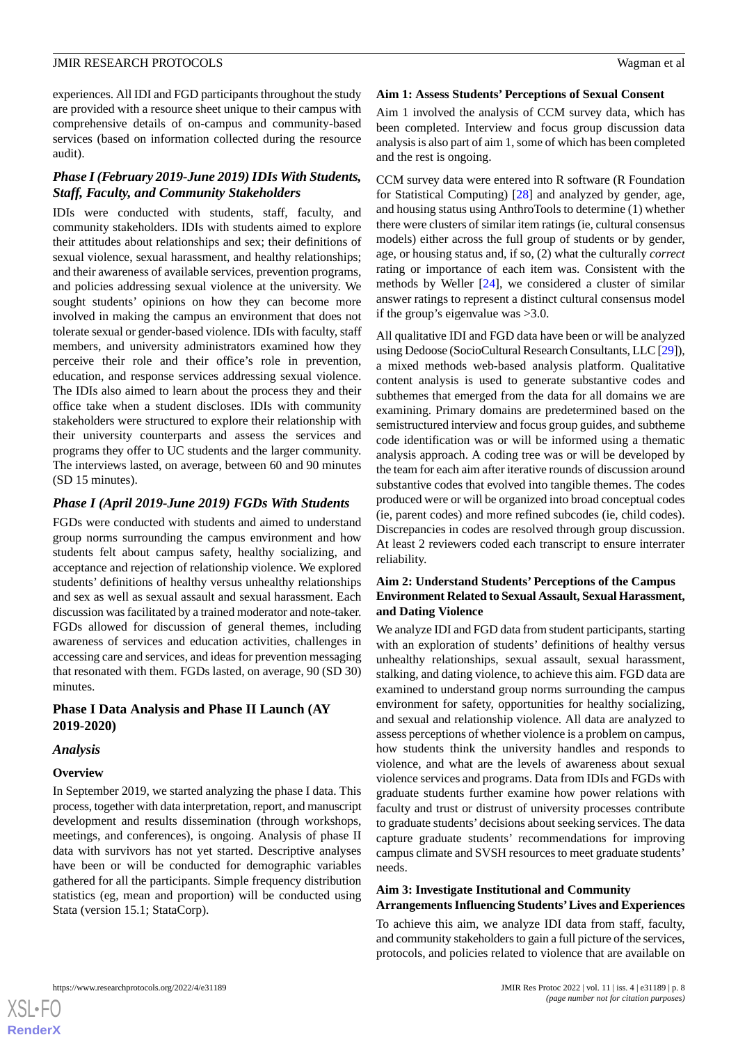experiences. All IDI and FGD participants throughout the study are provided with a resource sheet unique to their campus with comprehensive details of on-campus and community-based services (based on information collected during the resource audit).

### *Phase I (February 2019-June 2019) IDIs With Students, Staff, Faculty, and Community Stakeholders*

IDIs were conducted with students, staff, faculty, and community stakeholders. IDIs with students aimed to explore their attitudes about relationships and sex; their definitions of sexual violence, sexual harassment, and healthy relationships; and their awareness of available services, prevention programs, and policies addressing sexual violence at the university. We sought students' opinions on how they can become more involved in making the campus an environment that does not tolerate sexual or gender-based violence. IDIs with faculty, staff members, and university administrators examined how they perceive their role and their office's role in prevention, education, and response services addressing sexual violence. The IDIs also aimed to learn about the process they and their office take when a student discloses. IDIs with community stakeholders were structured to explore their relationship with their university counterparts and assess the services and programs they offer to UC students and the larger community. The interviews lasted, on average, between 60 and 90 minutes (SD 15 minutes).

### *Phase I (April 2019-June 2019) FGDs With Students*

FGDs were conducted with students and aimed to understand group norms surrounding the campus environment and how students felt about campus safety, healthy socializing, and acceptance and rejection of relationship violence. We explored students' definitions of healthy versus unhealthy relationships and sex as well as sexual assault and sexual harassment. Each discussion was facilitated by a trained moderator and note-taker. FGDs allowed for discussion of general themes, including awareness of services and education activities, challenges in accessing care and services, and ideas for prevention messaging that resonated with them. FGDs lasted, on average, 90 (SD 30) minutes.

## Phase I Data Analysis and Phase II Launch (AY 2019-2020)

### *Analysis*

#### Overview

In September 2019, we started analyzing the phase I data. This process, together with data interpretation, report, and manuscript development and results dissemination (through workshops, meetings, and conferences), is ongoing. Analysis of phase II data with survivors has not yet started. Descriptive analyses have been or will be conducted for demographic variables gathered for all the participants. Simple frequency distribution statistics (eg, mean and proportion) will be conducted using Stata (version 15.1; StataCorp).

#### Aim 1: Assess Students' Perceptions of Sexual Consent

Aim 1 involved the analysis of CCM survey data, which has been completed. Interview and focus group discussion data analysis is also part of aim 1, some of which has been completed and the rest is ongoing.

CCM survey data were entered into R software (R Foundation for Statistical Computing) [28] and analyzed by gender, age, and housing status using AnthroTools to determine (1) whether there were clusters of similar item ratings (ie, cultural consensus models) either across the full group of students or by gender, age, or housing status and, if so, (2) what the culturally *correct* rating or importance of each item was. Consistent with the methods by Weller [24], we considered a cluster of similar answer ratings to represent a distinct cultural consensus model if the group's eigenvalue was >3.0.

All qualitative IDI and FGD data have been or will be analyzed using Dedoose (SocioCultural Research Consultants, LLC [29]), a mixed methods web-based analysis platform. Qualitative content analysis is used to generate substantive codes and subthemes that emerged from the data for all domains we are examining. Primary domains are predetermined based on the semistructured interview and focus group guides, and subtheme code identification was or will be informed using a thematic analysis approach. A coding tree was or will be developed by the team for each aim after iterative rounds of discussion around substantive codes that evolved into tangible themes. The codes produced were or will be organized into broad conceptual codes (ie, parent codes) and more refined subcodes (ie, child codes). Discrepancies in codes are resolved through group discussion. At least 2 reviewers coded each transcript to ensure interrater reliability.

#### Aim 2: Understand Students' Perceptions of the Campus Environment Related to Sexual Assault, Sexual Harassment, and Dating Violence

We analyze IDI and FGD data from student participants, starting with an exploration of students' definitions of healthy versus unhealthy relationships, sexual assault, sexual harassment, stalking, and dating violence, to achieve this aim. FGD data are examined to understand group norms surrounding the campus environment for safety, opportunities for healthy socializing, and sexual and relationship violence. All data are analyzed to assess perceptions of whether violence is a problem on campus, how students think the university handles and responds to violence, and what are the levels of awareness about sexual violence services and programs. Data from IDIs and FGDs with graduate students further examine how power relations with faculty and trust or distrust of university processes contribute to graduate students' decisions about seeking services. The data capture graduate students' recommendations for improving campus climate and SVSH resources to meet graduate students' needs.

#### Aim 3: Investigate Institutional and Community Arrangements Influencing Students' Lives and Experiences

To achieve this aim, we analyze IDI data from staff, faculty, and community stakeholders to gain a full picture of the services, protocols, and policies related to violence that are available on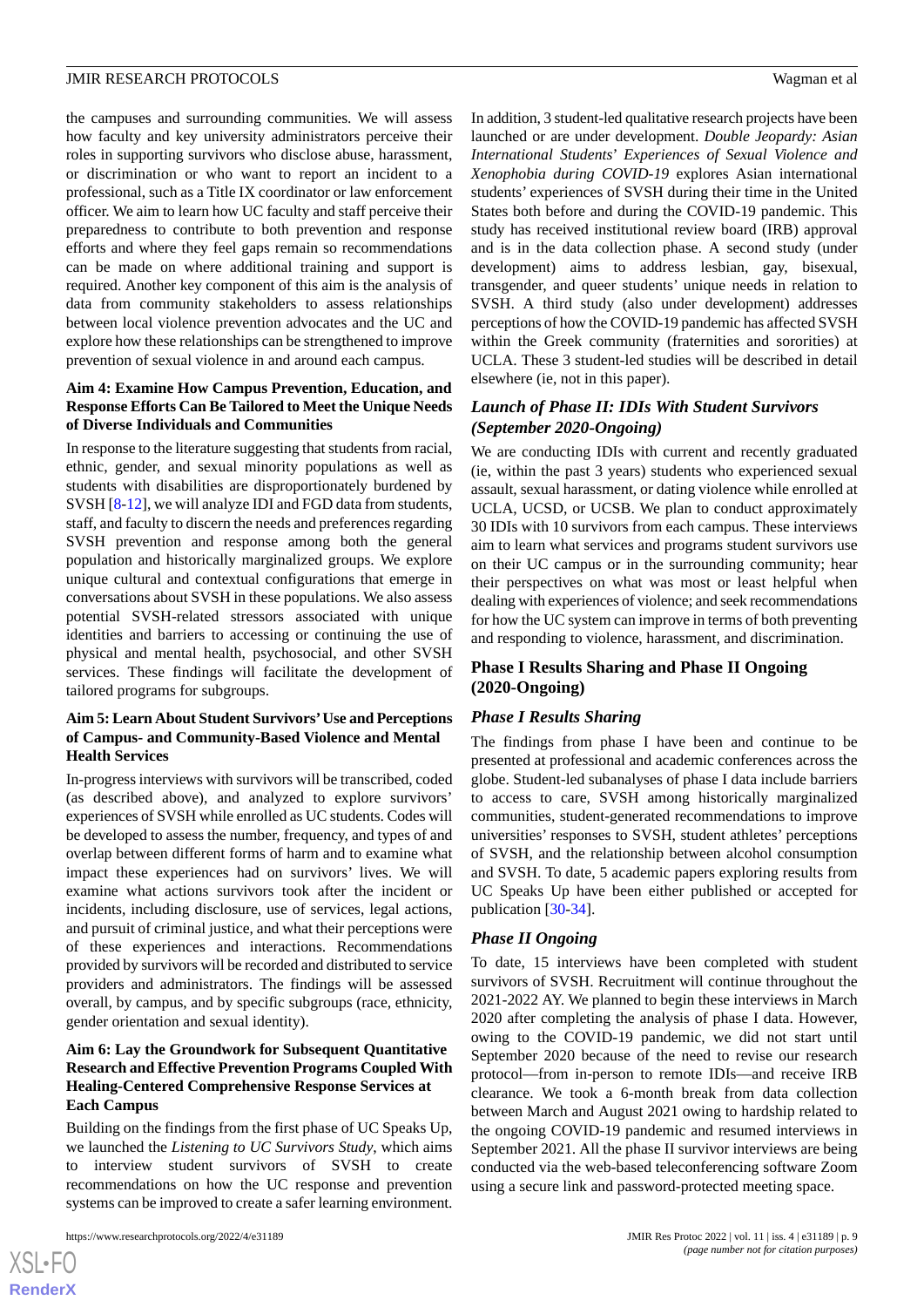the campuses and surrounding communities. We will assess how faculty and key university administrators perceive their roles in supporting survivors who disclose abuse, harassment, or discrimination or who want to report an incident to a professional, such as a Title IX coordinator or law enforcement officer. We aim to learn how UC faculty and staff perceive their preparedness to contribute to both prevention and response efforts and where they feel gaps remain so recommendations can be made on where additional training and support is required. Another key component of this aim is the analysis of data from community stakeholders to assess relationships between local violence prevention advocates and the UC and explore how these relationships can be strengthened to improve prevention of sexual violence in and around each campus.

#### Aim 4: Examine How Campus Prevention, Education, and Response Efforts Can Be Tailored to Meet the Unique Needs of Diverse Individuals and Communities

In response to the literature suggesting that students from racial, ethnic, gender, and sexual minority populations as well as students with disabilities are disproportionately burdened by SVSH [8-12], we will analyze IDI and FGD data from students, staff, and faculty to discern the needs and preferences regarding SVSH prevention and response among both the general population and historically marginalized groups. We explore unique cultural and contextual configurations that emerge in conversations about SVSH in these populations. We also assess potential SVSH-related stressors associated with unique identities and barriers to accessing or continuing the use of physical and mental health, psychosocial, and other SVSH services. These findings will facilitate the development of tailored programs for subgroups.

#### Aim 5: Learn About Student Survivors' Use and Perceptions of Campus- and Community-Based Violence and Mental Health Services

In-progress interviews with survivors will be transcribed, coded (as described above), and analyzed to explore survivors' experiences of SVSH while enrolled as UC students. Codes will be developed to assess the number, frequency, and types of and overlap between different forms of harm and to examine what impact these experiences had on survivors' lives. We will examine what actions survivors took after the incident or incidents, including disclosure, use of services, legal actions, and pursuit of criminal justice, and what their perceptions were of these experiences and interactions. Recommendations provided by survivors will be recorded and distributed to service providers and administrators. The findings will be assessed overall, by campus, and by specific subgroups (race, ethnicity, gender orientation and sexual identity).

#### Aim 6: Lay the Groundwork for Subsequent Quantitative Research and Effective Prevention Programs Coupled With Healing-Centered Comprehensive Response Services at Each Campus

Building on the findings from the first phase of UC Speaks Up, we launched the *Listening to UC Survivors Study*, which aims to interview student survivors of SVSH to create recommendations on how the UC response and prevention systems can be improved to create a safer learning environment.

In addition, 3 student-led qualitative research projects have been launched or are under development. *Double Jeopardy: Asian International Students' Experiences of Sexual Violence and Xenophobia during COVID-19* explores Asian international students' experiences of SVSH during their time in the United States both before and during the COVID-19 pandemic. This study has received institutional review board (IRB) approval and is in the data collection phase. A second study (under development) aims to address lesbian, gay, bisexual, transgender, and queer students' unique needs in relation to SVSH. A third study (also under development) addresses perceptions of how the COVID-19 pandemic has affected SVSH within the Greek community (fraternities and sororities) at UCLA. These 3 student-led studies will be described in detail elsewhere (ie, not in this paper).

### *Launch of Phase II: IDIs With Student Survivors (September 2020-Ongoing)*

We are conducting IDIs with current and recently graduated (ie, within the past 3 years) students who experienced sexual assault, sexual harassment, or dating violence while enrolled at UCLA, UCSD, or UCSB. We plan to conduct approximately 30 IDIs with 10 survivors from each campus. These interviews aim to learn what services and programs student survivors use on their UC campus or in the surrounding community; hear their perspectives on what was most or least helpful when dealing with experiences of violence; and seek recommendations for how the UC system can improve in terms of both preventing and responding to violence, harassment, and discrimination.

## Phase I Results Sharing and Phase II Ongoing (2020-Ongoing)

### *Phase I Results Sharing*

The findings from phase I have been and continue to be presented at professional and academic conferences across the globe. Student-led subanalyses of phase I data include barriers to access to care, SVSH among historically marginalized communities, student-generated recommendations to improve universities' responses to SVSH, student athletes' perceptions of SVSH, and the relationship between alcohol consumption and SVSH. To date, 5 academic papers exploring results from UC Speaks Up have been either published or accepted for publication [30-34].

### *Phase II Ongoing*

To date, 15 interviews have been completed with student survivors of SVSH. Recruitment will continue throughout the 2021-2022 AY. We planned to begin these interviews in March 2020 after completing the analysis of phase I data. However, owing to the COVID-19 pandemic, we did not start until September 2020 because of the need to revise our research protocol—from in-person to remote IDIs—and receive IRB clearance. We took a 6-month break from data collection between March and August 2021 owing to hardship related to the ongoing COVID-19 pandemic and resumed interviews in September 2021. All the phase II survivor interviews are being conducted via the web-based teleconferencing software Zoom using a secure link and password-protected meeting space.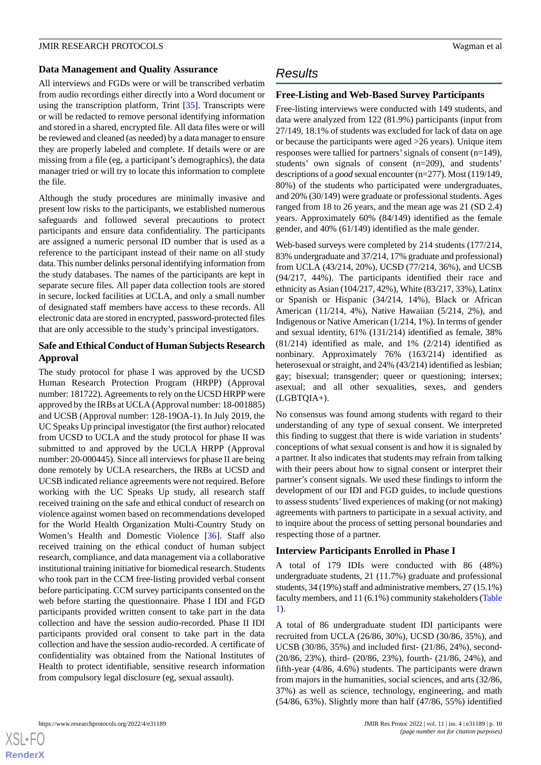### Data Management and Quality Assurance

All interviews and FGDs were or will be transcribed verbatim from audio recordings either directly into a Word document or using the transcription platform, Trint [35]. Transcripts were or will be redacted to remove personal identifying information and stored in a shared, encrypted file. All data files were or will be reviewed and cleaned (as needed) by a data manager to ensure they are properly labeled and complete. If details were or are missing from a file (eg, a participant's demographics), the data manager tried or will try to locate this information to complete the file.

Although the study procedures are minimally invasive and present low risks to the participants, we established numerous safeguards and followed several precautions to protect participants and ensure data confidentiality. The participants are assigned a numeric personal ID number that is used as a reference to the participant instead of their name on all study data. This number delinks personal identifying information from the study databases. The names of the participants are kept in separate secure files. All paper data collection tools are stored in secure, locked facilities at UCLA, and only a small number of designated staff members have access to these records. All electronic data are stored in encrypted, password-protected files that are only accessible to the study's principal investigators.

### Safe and Ethical Conduct of Human Subjects Research Approval

The study protocol for phase I was approved by the UCSD Human Research Protection Program (HRPP) (Approval number: 181722). Agreements to rely on the UCSD HRPP were approved by the IRBs at UCLA (Approval number: 18-001885) and UCSB (Approval number: 128-19OA-1). In July 2019, the UC Speaks Up principal investigator (the first author) relocated from UCSD to UCLA and the study protocol for phase II was submitted to and approved by the UCLA HRPP (Approval number: 20-000445). Since all interviews for phase II are being done remotely by UCLA researchers, the IRBs at UCSD and UCSB indicated reliance agreements were not required. Before working with the UC Speaks Up study, all research staff received training on the safe and ethical conduct of research on violence against women based on recommendations developed for the World Health Organization Multi-Country Study on Women's Health and Domestic Violence [36]. Staff also received training on the ethical conduct of human subject research, compliance, and data management via a collaborative institutional training initiative for biomedical research. Students who took part in the CCM free-listing provided verbal consent before participating. CCM survey participants consented on the web before starting the questionnaire. Phase I IDI and FGD participants provided written consent to take part in the data collection and have the session audio-recorded. Phase II IDI participants provided oral consent to take part in the data collection and have the session audio-recorded. A certificate of confidentiality was obtained from the National Institutes of Health to protect identifiable, sensitive research information from compulsory legal disclosure (eg, sexual assault).

## Results

### Free-Listing and Web-Based Survey Participants

Free-listing interviews were conducted with 149 students, and data were analyzed from 122 (81.9%) participants (input from 27/149, 18.1% of students was excluded for lack of data on age or because the participants were aged >26 years). Unique item responses were tallied for partners' signals of consent (n=149), students' own signals of consent (n=209), and students' descriptions of a *good* sexual encounter (n=277). Most (119/149, 80%) of the students who participated were undergraduates, and 20% (30/149) were graduate or professional students. Ages ranged from 18 to 26 years, and the mean age was 21 (SD 2.4) years. Approximately 60% (84/149) identified as the female gender, and 40% (61/149) identified as the male gender.

Web-based surveys were completed by 214 students (177/214, 83% undergraduate and 37/214, 17% graduate and professional) from UCLA (43/214, 20%), UCSD (77/214, 36%), and UCSB (94/217, 44%). The participants identified their race and ethnicity as Asian (104/217, 42%), White (83/217, 33%), Latinx or Spanish or Hispanic (34/214, 14%), Black or African American (11/214, 4%), Native Hawaiian (5/214, 2%), and Indigenous or Native American (1/214, 1%). In terms of gender and sexual identity, 61% (131/214) identified as female, 38% (81/214) identified as male, and 1% (2/214) identified as nonbinary. Approximately 76% (163/214) identified as heterosexual or straight, and 24% (43/214) identified as lesbian; gay; bisexual; transgender; queer or questioning; intersex; asexual; and all other sexualities, sexes, and genders (LGBTQIA+).

No consensus was found among students with regard to their understanding of any type of sexual consent. We interpreted this finding to suggest that there is wide variation in students' conceptions of what sexual consent is and how it is signaled by a partner. It also indicates that students may refrain from talking with their peers about how to signal consent or interpret their partner's consent signals. We used these findings to inform the development of our IDI and FGD guides, to include questions to assess students' lived experiences of making (or not making) agreements with partners to participate in a sexual activity, and to inquire about the process of setting personal boundaries and respecting those of a partner.

### Interview Participants Enrolled in Phase I

A total of 179 IDIs were conducted with 86 (48%) undergraduate students, 21 (11.7%) graduate and professional students, 34 (19%) staff and administrative members, 27 (15.1%) faculty members, and 11 (6.1%) community stakeholders (Table 1).

A total of 86 undergraduate student IDI participants were recruited from UCLA (26/86, 30%), UCSD (30/86, 35%), and UCSB (30/86, 35%) and included first- (21/86, 24%), second- (20/86, 23%), third- (20/86, 23%), fourth- (21/86, 24%), and fifth-year (4/86, 4.6%) students. The participants were drawn from majors in the humanities, social sciences, and arts (32/86, 37%) as well as science, technology, engineering, and math (54/86, 63%). Slightly more than half (47/86, 55%) identified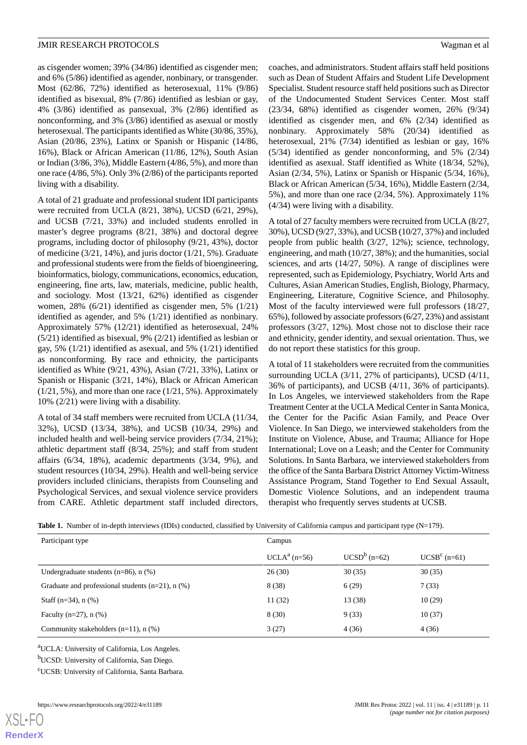as cisgender women; 39% (34/86) identified as cisgender men; and 6% (5/86) identified as agender, nonbinary, or transgender. Most (62/86, 72%) identified as heterosexual, 11% (9/86) identified as bisexual, 8% (7/86) identified as lesbian or gay, 4% (3/86) identified as pansexual, 3% (2/86) identified as nonconforming, and 3% (3/86) identified as asexual or mostly heterosexual. The participants identified as White (30/86, 35%), Asian (20/86, 23%), Latinx or Spanish or Hispanic (14/86, 16%), Black or African American (11/86, 12%), South Asian or Indian (3/86, 3%), Middle Eastern (4/86, 5%), and more than one race (4/86, 5%). Only 3% (2/86) of the participants reported living with a disability.

A total of 21 graduate and professional student IDI participants were recruited from UCLA (8/21, 38%), UCSD (6/21, 29%), and UCSB (7/21, 33%) and included students enrolled in master's degree programs (8/21, 38%) and doctoral degree programs, including doctor of philosophy (9/21, 43%), doctor of medicine (3/21, 14%), and juris doctor (1/21, 5%). Graduate and professional students were from the fields of bioengineering, bioinformatics, biology, communications, economics, education, engineering, fine arts, law, materials, medicine, public health, and sociology. Most (13/21, 62%) identified as cisgender women, 28% (6/21) identified as cisgender men, 5% (1/21) identified as agender, and 5% (1/21) identified as nonbinary. Approximately 57% (12/21) identified as heterosexual, 24% (5/21) identified as bisexual, 9% (2/21) identified as lesbian or gay, 5% (1/21) identified as asexual, and 5% (1/21) identified as nonconforming. By race and ethnicity, the participants identified as White (9/21, 43%), Asian (7/21, 33%), Latinx or Spanish or Hispanic (3/21, 14%), Black or African American (1/21, 5%), and more than one race (1/21, 5%). Approximately 10% (2/21) were living with a disability.

A total of 34 staff members were recruited from UCLA (11/34, 32%), UCSD (13/34, 38%), and UCSB (10/34, 29%) and included health and well-being service providers (7/34, 21%); athletic department staff (8/34, 25%); and staff from student affairs (6/34, 18%), academic departments (3/34, 9%), and student resources (10/34, 29%). Health and well-being service providers included clinicians, therapists from Counseling and Psychological Services, and sexual violence service providers from CARE. Athletic department staff included directors, coaches, and administrators. Student affairs staff held positions such as Dean of Student Affairs and Student Life Development Specialist. Student resource staff held positions such as Director of the Undocumented Student Services Center. Most staff (23/34, 68%) identified as cisgender women, 26% (9/34) identified as cisgender men, and 6% (2/34) identified as nonbinary. Approximately 58% (20/34) identified as heterosexual, 21% (7/34) identified as lesbian or gay, 16% (5/34) identified as gender nonconforming, and 5% (2/34) identified as asexual. Staff identified as White (18/34, 52%), Asian (2/34, 5%), Latinx or Spanish or Hispanic (5/34, 16%), Black or African American (5/34, 16%), Middle Eastern (2/34, 5%), and more than one race (2/34, 5%). Approximately 11% (4/34) were living with a disability.

A total of 27 faculty members were recruited from UCLA (8/27, 30%), UCSD (9/27, 33%), and UCSB (10/27, 37%) and included people from public health (3/27, 12%); science, technology, engineering, and math (10/27, 38%); and the humanities, social sciences, and arts (14/27, 50%). A range of disciplines were represented, such as Epidemiology, Psychiatry, World Arts and Cultures, Asian American Studies, English, Biology, Pharmacy, Engineering, Literature, Cognitive Science, and Philosophy. Most of the faculty interviewed were full professors (18/27, 65%), followed by associate professors (6/27, 23%) and assistant professors (3/27, 12%). Most chose not to disclose their race and ethnicity, gender identity, and sexual orientation. Thus, we do not report these statistics for this group.

A total of 11 stakeholders were recruited from the communities surrounding UCLA (3/11, 27% of participants), UCSD (4/11, 36% of participants), and UCSB (4/11, 36% of participants). In Los Angeles, we interviewed stakeholders from the Rape Treatment Center at the UCLA Medical Center in Santa Monica, the Center for the Pacific Asian Family, and Peace Over Violence. In San Diego, we interviewed stakeholders from the Institute on Violence, Abuse, and Trauma; Alliance for Hope International; Love on a Leash; and the Center for Community Solutions. In Santa Barbara, we interviewed stakeholders from the office of the Santa Barbara District Attorney Victim-Witness Assistance Program, Stand Together to End Sexual Assault, Domestic Violence Solutions, and an independent trauma therapist who frequently serves students at UCSB.

**Table 1.** Number of in-depth interviews (IDIs) conducted, classified by University of California campus and participant type (N=179).

| Participant type | Campus | | |
|---|---|---|---|
| | UCLA[a] (n=56) | UCSD[b] (n=62) | UCSB[c] (n=61) |
| Undergraduate students (n=86), n (%) | 26 (30) | 30 (35) | 30 (35) |
| Graduate and professional students (n=21), n (%) | 8 (38) | 6 (29) | 7 (33) |
| Staff (n=34), n (%) | 11 (32) | 13 (38) | 10 (29) |
| Faculty (n=27), n (%) | 8 (30) | 9 (33) | 10 (37) |
| Community stakeholders (n=11), n (%) | 3 (27) | 4 (36) | 4 (36) |

[a]UCLA: University of California, Los Angeles.

[b]UCSD: University of California, San Diego.

[c]UCSB: University of California, Santa Barbara.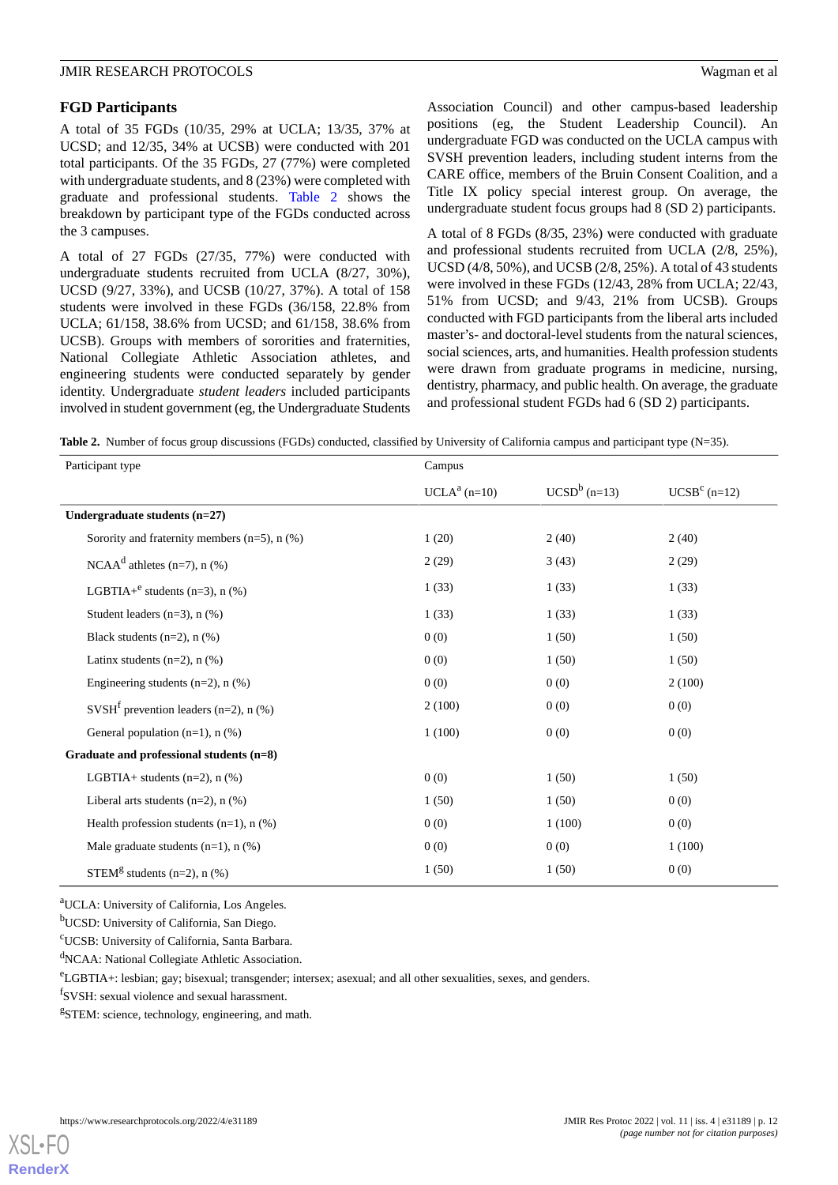### FGD Participants

A total of 35 FGDs (10/35, 29% at UCLA; 13/35, 37% at UCSD; and 12/35, 34% at UCSB) were conducted with 201 total participants. Of the 35 FGDs, 27 (77%) were completed with undergraduate students, and 8 (23%) were completed with graduate and professional students. Table 2 shows the breakdown by participant type of the FGDs conducted across the 3 campuses.

A total of 27 FGDs (27/35, 77%) were conducted with undergraduate students recruited from UCLA (8/27, 30%), UCSD (9/27, 33%), and UCSB (10/27, 37%). A total of 158 students were involved in these FGDs (36/158, 22.8% from UCLA; 61/158, 38.6% from UCSD; and 61/158, 38.6% from UCSB). Groups with members of sororities and fraternities, National Collegiate Athletic Association athletes, and engineering students were conducted separately by gender identity. Undergraduate *student leaders* included participants involved in student government (eg, the Undergraduate Students Association Council) and other campus-based leadership positions (eg, the Student Leadership Council). An undergraduate FGD was conducted on the UCLA campus with SVSH prevention leaders, including student interns from the CARE office, members of the Bruin Consent Coalition, and a Title IX policy special interest group. On average, the undergraduate student focus groups had 8 (SD 2) participants.

A total of 8 FGDs (8/35, 23%) were conducted with graduate and professional students recruited from UCLA (2/8, 25%), UCSD (4/8, 50%), and UCSB (2/8, 25%). A total of 43 students were involved in these FGDs (12/43, 28% from UCLA; 22/43, 51% from UCSD; and 9/43, 21% from UCSB). Groups conducted with FGD participants from the liberal arts included master's- and doctoral-level students from the natural sciences, social sciences, arts, and humanities. Health profession students were drawn from graduate programs in medicine, nursing, dentistry, pharmacy, and public health. On average, the graduate and professional student FGDs had 6 (SD 2) participants.

**Table 2.** Number of focus group discussions (FGDs) conducted, classified by University of California campus and participant type (N=35).

| Participant type | Campus | | |
|---|---|---|---|
| | UCLA[a] (n=10) | UCSD[b] (n=13) | UCSB[c] (n=12) |
| **Undergraduate students (n=27)** | | | |
| Sorority and fraternity members (n=5), n (%) | 1 (20) | 2 (40) | 2 (40) |
| NCAA[d] athletes (n=7), n (%) | 2 (29) | 3 (43) | 2 (29) |
| LGBTIA+[e] students (n=3), n (%) | 1 (33) | 1 (33) | 1 (33) |
| Student leaders (n=3), n (%) | 1 (33) | 1 (33) | 1 (33) |
| Black students (n=2), n (%) | 0 (0) | 1 (50) | 1 (50) |
| Latinx students (n=2), n (%) | 0 (0) | 1 (50) | 1 (50) |
| Engineering students (n=2), n (%) | 0 (0) | 0 (0) | 2 (100) |
| SVSH[f] prevention leaders (n=2), n (%) | 2 (100) | 0 (0) | 0 (0) |
| General population (n=1), n (%) | 1 (100) | 0 (0) | 0 (0) |
| **Graduate and professional students (n=8)** | | | |
| LGBTIA+ students (n=2), n (%) | 0 (0) | 1 (50) | 1 (50) |
| Liberal arts students (n=2), n (%) | 1 (50) | 1 (50) | 0 (0) |
| Health profession students (n=1), n (%) | 0 (0) | 1 (100) | 0 (0) |
| Male graduate students (n=1), n (%) | 0 (0) | 0 (0) | 1 (100) |
| STEM[g] students (n=2), n (%) | 1 (50) | 1 (50) | 0 (0) |

[a]UCLA: University of California, Los Angeles.

[b]UCSD: University of California, San Diego.

[c]UCSB: University of California, Santa Barbara.

[d]NCAA: National Collegiate Athletic Association.

[e]LGBTIA+: lesbian; gay; bisexual; transgender; intersex; asexual; and all other sexualities, sexes, and genders.

[f]SVSH: sexual violence and sexual harassment.

[g]STEM: science, technology, engineering, and math.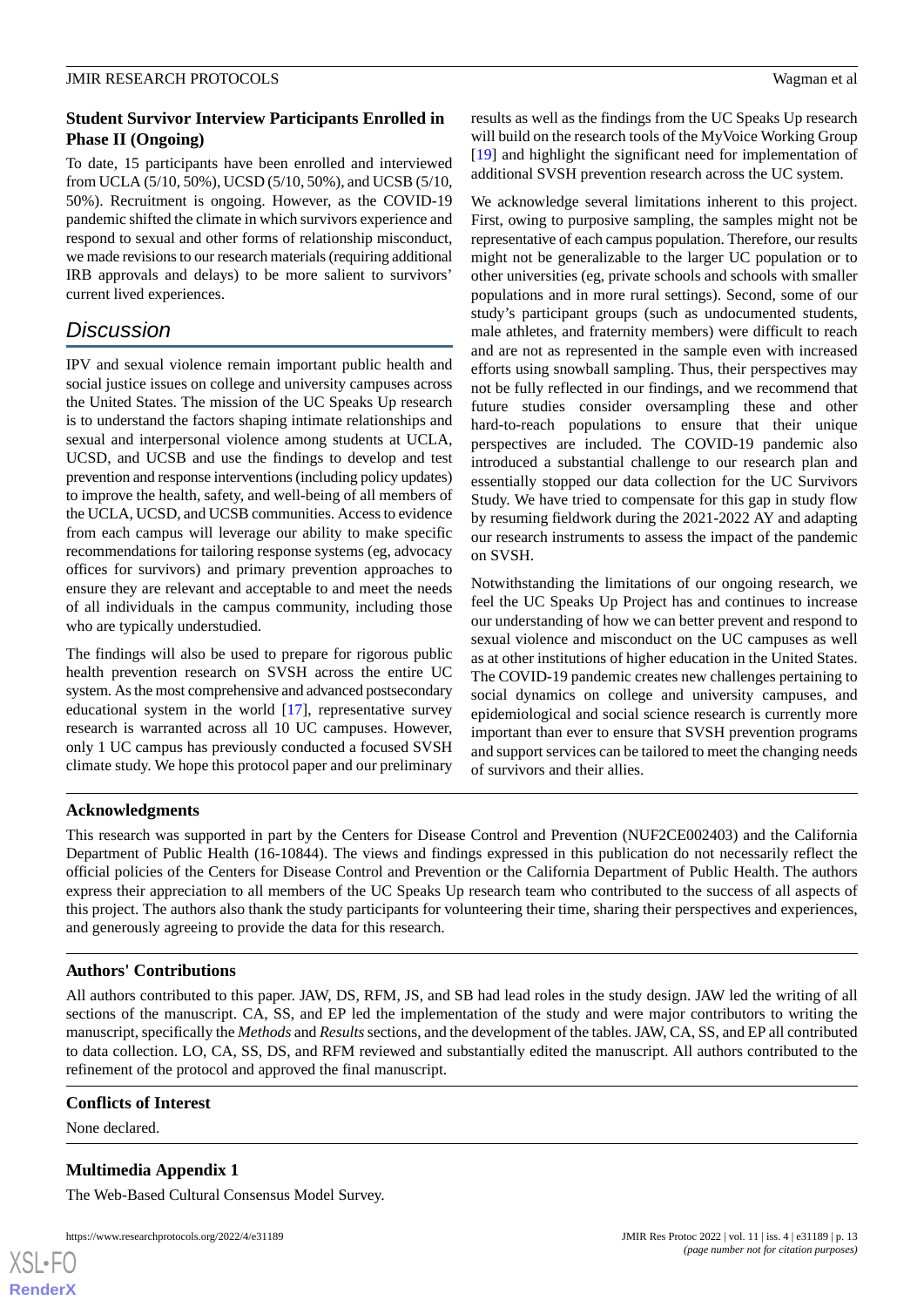### Student Survivor Interview Participants Enrolled in Phase II (Ongoing)

To date, 15 participants have been enrolled and interviewed from UCLA (5/10, 50%), UCSD (5/10, 50%), and UCSB (5/10, 50%). Recruitment is ongoing. However, as the COVID-19 pandemic shifted the climate in which survivors experience and respond to sexual and other forms of relationship misconduct, we made revisions to our research materials (requiring additional IRB approvals and delays) to be more salient to survivors' current lived experiences.

## Discussion

IPV and sexual violence remain important public health and social justice issues on college and university campuses across the United States. The mission of the UC Speaks Up research is to understand the factors shaping intimate relationships and sexual and interpersonal violence among students at UCLA, UCSD, and UCSB and use the findings to develop and test prevention and response interventions (including policy updates) to improve the health, safety, and well-being of all members of the UCLA, UCSD, and UCSB communities. Access to evidence from each campus will leverage our ability to make specific recommendations for tailoring response systems (eg, advocacy offices for survivors) and primary prevention approaches to ensure they are relevant and acceptable to and meet the needs of all individuals in the campus community, including those who are typically understudied.

The findings will also be used to prepare for rigorous public health prevention research on SVSH across the entire UC system. As the most comprehensive and advanced postsecondary educational system in the world [17], representative survey research is warranted across all 10 UC campuses. However, only 1 UC campus has previously conducted a focused SVSH climate study. We hope this protocol paper and our preliminary results as well as the findings from the UC Speaks Up research will build on the research tools of the MyVoice Working Group [19] and highlight the significant need for implementation of additional SVSH prevention research across the UC system.

We acknowledge several limitations inherent to this project. First, owing to purposive sampling, the samples might not be representative of each campus population. Therefore, our results might not be generalizable to the larger UC population or to other universities (eg, private schools and schools with smaller populations and in more rural settings). Second, some of our study's participant groups (such as undocumented students, male athletes, and fraternity members) were difficult to reach and are not as represented in the sample even with increased efforts using snowball sampling. Thus, their perspectives may not be fully reflected in our findings, and we recommend that future studies consider oversampling these and other hard-to-reach populations to ensure that their unique perspectives are included. The COVID-19 pandemic also introduced a substantial challenge to our research plan and essentially stopped our data collection for the UC Survivors Study. We have tried to compensate for this gap in study flow by resuming fieldwork during the 2021-2022 AY and adapting our research instruments to assess the impact of the pandemic on SVSH.

Notwithstanding the limitations of our ongoing research, we feel the UC Speaks Up Project has and continues to increase our understanding of how we can better prevent and respond to sexual violence and misconduct on the UC campuses as well as at other institutions of higher education in the United States. The COVID-19 pandemic creates new challenges pertaining to social dynamics on college and university campuses, and epidemiological and social science research is currently more important than ever to ensure that SVSH prevention programs and support services can be tailored to meet the changing needs of survivors and their allies.

### Acknowledgments

This research was supported in part by the Centers for Disease Control and Prevention (NUF2CE002403) and the California Department of Public Health (16-10844). The views and findings expressed in this publication do not necessarily reflect the official policies of the Centers for Disease Control and Prevention or the California Department of Public Health. The authors express their appreciation to all members of the UC Speaks Up research team who contributed to the success of all aspects of this project. The authors also thank the study participants for volunteering their time, sharing their perspectives and experiences, and generously agreeing to provide the data for this research.

### Authors' Contributions

All authors contributed to this paper. JAW, DS, RFM, JS, and SB had lead roles in the study design. JAW led the writing of all sections of the manuscript. CA, SS, and EP led the implementation of the study and were major contributors to writing the manuscript, specifically the *Methods* and *Results* sections, and the development of the tables. JAW, CA, SS, and EP all contributed to data collection. LO, CA, SS, DS, and RFM reviewed and substantially edited the manuscript. All authors contributed to the refinement of the protocol and approved the final manuscript.

### Conflicts of Interest

None declared.

### Multimedia Appendix 1

The Web-Based Cultural Consensus Model Survey.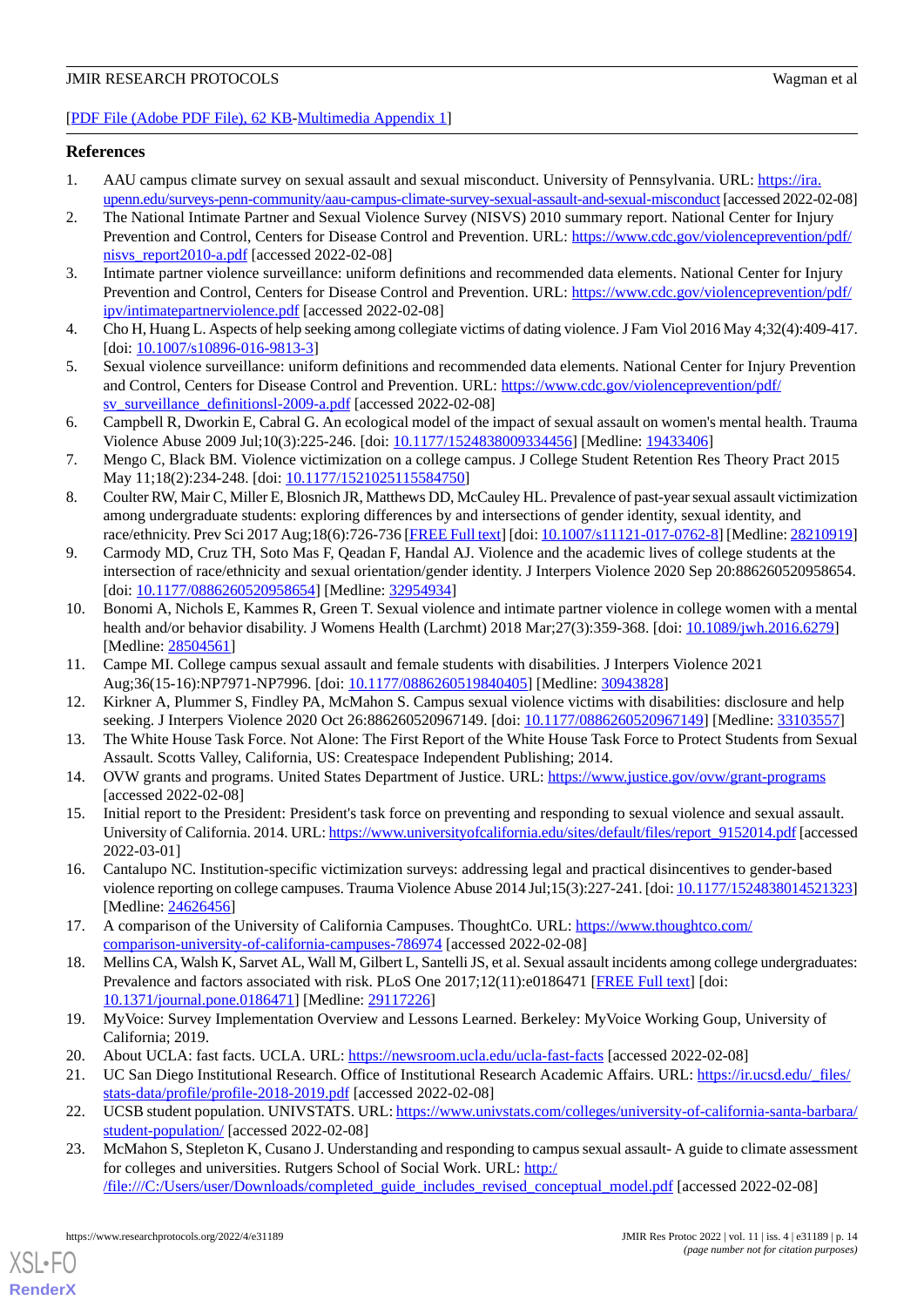[PDF File (Adobe PDF File), 62 KB-Multimedia Appendix 1]

## References

1. AAU campus climate survey on sexual assault and sexual misconduct. University of Pennsylvania. URL: https://ira.upenn.edu/surveys-penn-community/aau-campus-climate-survey-sexual-assault-and-sexual-misconduct [accessed 2022-02-08]
2. The National Intimate Partner and Sexual Violence Survey (NISVS) 2010 summary report. National Center for Injury Prevention and Control, Centers for Disease Control and Prevention. URL: https://www.cdc.gov/violenceprevention/pdf/nisvs_report2010-a.pdf [accessed 2022-02-08]
3. Intimate partner violence surveillance: uniform definitions and recommended data elements. National Center for Injury Prevention and Control, Centers for Disease Control and Prevention. URL: https://www.cdc.gov/violenceprevention/pdf/ipv/intimatepartnerviolence.pdf [accessed 2022-02-08]
4. Cho H, Huang L. Aspects of help seeking among collegiate victims of dating violence. J Fam Viol 2016 May 4;32(4):409-417. [doi: 10.1007/s10896-016-9813-3]
5. Sexual violence surveillance: uniform definitions and recommended data elements. National Center for Injury Prevention and Control, Centers for Disease Control and Prevention. URL: https://www.cdc.gov/violenceprevention/pdf/sv_surveillance_definitionsl-2009-a.pdf [accessed 2022-02-08]
6. Campbell R, Dworkin E, Cabral G. An ecological model of the impact of sexual assault on women's mental health. Trauma Violence Abuse 2009 Jul;10(3):225-246. [doi: 10.1177/1524838009334456] [Medline: 19433406]
7. Mengo C, Black BM. Violence victimization on a college campus. J College Student Retention Res Theory Pract 2015 May 11;18(2):234-248. [doi: 10.1177/1521025115584750]
8. Coulter RW, Mair C, Miller E, Blosnich JR, Matthews DD, McCauley HL. Prevalence of past-year sexual assault victimization among undergraduate students: exploring differences by and intersections of gender identity, sexual identity, and race/ethnicity. Prev Sci 2017 Aug;18(6):726-736 [FREE Full text] [doi: 10.1007/s11121-017-0762-8] [Medline: 28210919]
9. Carmody MD, Cruz TH, Soto Mas F, Qeadan F, Handal AJ. Violence and the academic lives of college students at the intersection of race/ethnicity and sexual orientation/gender identity. J Interpers Violence 2020 Sep 20:886260520958654. [doi: 10.1177/0886260520958654] [Medline: 32954934]
10. Bonomi A, Nichols E, Kammes R, Green T. Sexual violence and intimate partner violence in college women with a mental health and/or behavior disability. J Womens Health (Larchmt) 2018 Mar;27(3):359-368. [doi: 10.1089/jwh.2016.6279] [Medline: 28504561]
11. Campe MI. College campus sexual assault and female students with disabilities. J Interpers Violence 2021 Aug;36(15-16):NP7971-NP7996. [doi: 10.1177/0886260519840405] [Medline: 30943828]
12. Kirkner A, Plummer S, Findley PA, McMahon S. Campus sexual violence victims with disabilities: disclosure and help seeking. J Interpers Violence 2020 Oct 26:886260520967149. [doi: 10.1177/0886260520967149] [Medline: 33103557]
13. The White House Task Force. Not Alone: The First Report of the White House Task Force to Protect Students from Sexual Assault. Scotts Valley, California, US: Createspace Independent Publishing; 2014.
14. OVW grants and programs. United States Department of Justice. URL: https://www.justice.gov/ovw/grant-programs [accessed 2022-02-08]
15. Initial report to the President: President's task force on preventing and responding to sexual violence and sexual assault. University of California. 2014. URL: https://www.universityofcalifornia.edu/sites/default/files/report_9152014.pdf [accessed 2022-03-01]
16. Cantalupo NC. Institution-specific victimization surveys: addressing legal and practical disincentives to gender-based violence reporting on college campuses. Trauma Violence Abuse 2014 Jul;15(3):227-241. [doi: 10.1177/1524838014521323] [Medline: 24626456]
17. A comparison of the University of California Campuses. ThoughtCo. URL: https://www.thoughtco.com/comparison-university-of-california-campuses-786974 [accessed 2022-02-08]
18. Mellins CA, Walsh K, Sarvet AL, Wall M, Gilbert L, Santelli JS, et al. Sexual assault incidents among college undergraduates: Prevalence and factors associated with risk. PLoS One 2017;12(11):e0186471 [FREE Full text] [doi: 10.1371/journal.pone.0186471] [Medline: 29117226]
19. MyVoice: Survey Implementation Overview and Lessons Learned. Berkeley: MyVoice Working Goup, University of California; 2019.
20. About UCLA: fast facts. UCLA. URL: https://newsroom.ucla.edu/ucla-fast-facts [accessed 2022-02-08]
21. UC San Diego Institutional Research. Office of Institutional Research Academic Affairs. URL: https://ir.ucsd.edu/_files/stats-data/profile/profile-2018-2019.pdf [accessed 2022-02-08]
22. UCSB student population. UNIVSTATS. URL: https://www.univstats.com/colleges/university-of-california-santa-barbara/student-population/ [accessed 2022-02-08]
23. McMahon S, Stepleton K, Cusano J. Understanding and responding to campus sexual assault- A guide to climate assessment for colleges and universities. Rutgers School of Social Work. URL: http://file:///C:/Users/user/Downloads/completed_guide_includes_revised_conceptual_model.pdf [accessed 2022-02-08]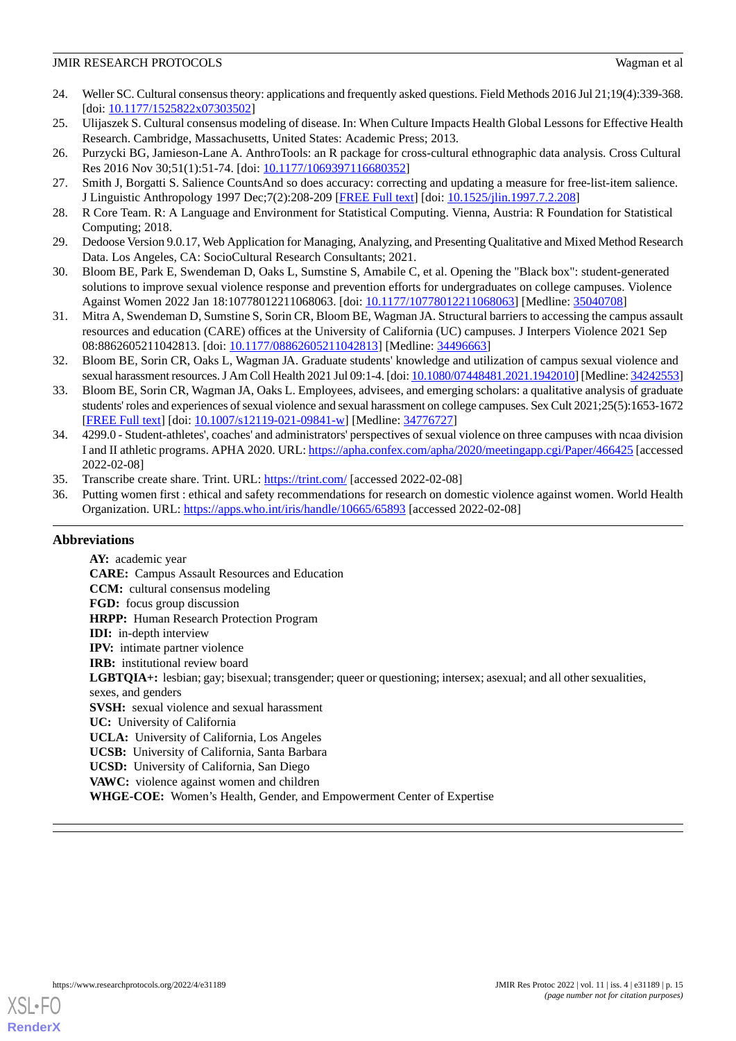24. Weller SC. Cultural consensus theory: applications and frequently asked questions. Field Methods 2016 Jul 21;19(4):339-368. [doi: 10.1177/1525822x07303502]
25. Ulijaszek S. Cultural consensus modeling of disease. In: When Culture Impacts Health Global Lessons for Effective Health Research. Cambridge, Massachusetts, United States: Academic Press; 2013.
26. Purzycki BG, Jamieson-Lane A. AnthroTools: an R package for cross-cultural ethnographic data analysis. Cross Cultural Res 2016 Nov 30;51(1):51-74. [doi: 10.1177/1069397116680352]
27. Smith J, Borgatti S. Salience CountsAnd so does accuracy: correcting and updating a measure for free-list-item salience. J Linguistic Anthropology 1997 Dec;7(2):208-209 [FREE Full text] [doi: 10.1525/jlin.1997.7.2.208]
28. R Core Team. R: A Language and Environment for Statistical Computing. Vienna, Austria: R Foundation for Statistical Computing; 2018.
29. Dedoose Version 9.0.17, Web Application for Managing, Analyzing, and Presenting Qualitative and Mixed Method Research Data. Los Angeles, CA: SocioCultural Research Consultants; 2021.
30. Bloom BE, Park E, Swendeman D, Oaks L, Sumstine S, Amabile C, et al. Opening the "Black box": student-generated solutions to improve sexual violence response and prevention efforts for undergraduates on college campuses. Violence Against Women 2022 Jan 18:10778012211068063. [doi: 10.1177/10778012211068063] [Medline: 35040708]
31. Mitra A, Swendeman D, Sumstine S, Sorin CR, Bloom BE, Wagman JA. Structural barriers to accessing the campus assault resources and education (CARE) offices at the University of California (UC) campuses. J Interpers Violence 2021 Sep 08:8862605211042813. [doi: 10.1177/08862605211042813] [Medline: 34496663]
32. Bloom BE, Sorin CR, Oaks L, Wagman JA. Graduate students' knowledge and utilization of campus sexual violence and sexual harassment resources. J Am Coll Health 2021 Jul 09:1-4. [doi: 10.1080/07448481.2021.1942010] [Medline: 34242553]
33. Bloom BE, Sorin CR, Wagman JA, Oaks L. Employees, advisees, and emerging scholars: a qualitative analysis of graduate students' roles and experiences of sexual violence and sexual harassment on college campuses. Sex Cult 2021;25(5):1653-1672 [FREE Full text] [doi: 10.1007/s12119-021-09841-w] [Medline: 34776727]
34. 4299.0 - Student-athletes', coaches' and administrators' perspectives of sexual violence on three campuses with ncaa division I and II athletic programs. APHA 2020. URL: https://apha.confex.com/apha/2020/meetingapp.cgi/Paper/466425 [accessed 2022-02-08]
35. Transcribe create share. Trint. URL: https://trint.com/ [accessed 2022-02-08]
36. Putting women first : ethical and safety recommendations for research on domestic violence against women. World Health Organization. URL: https://apps.who.int/iris/handle/10665/65893 [accessed 2022-02-08]

## Abbreviations

**AY:** academic year
**CARE:** Campus Assault Resources and Education
**CCM:** cultural consensus modeling
**FGD:** focus group discussion
**HRPP:** Human Research Protection Program
**IDI:** in-depth interview
**IPV:** intimate partner violence
**IRB:** institutional review board
**LGBTQIA+:** lesbian; gay; bisexual; transgender; queer or questioning; intersex; asexual; and all other sexualities, sexes, and genders
**SVSH:** sexual violence and sexual harassment
**UC:** University of California
**UCLA:** University of California, Los Angeles
**UCSB:** University of California, Santa Barbara
**UCSD:** University of California, San Diego
**VAWC:** violence against women and children
**WHGE-COE:** Women's Health, Gender, and Empowerment Center of Expertise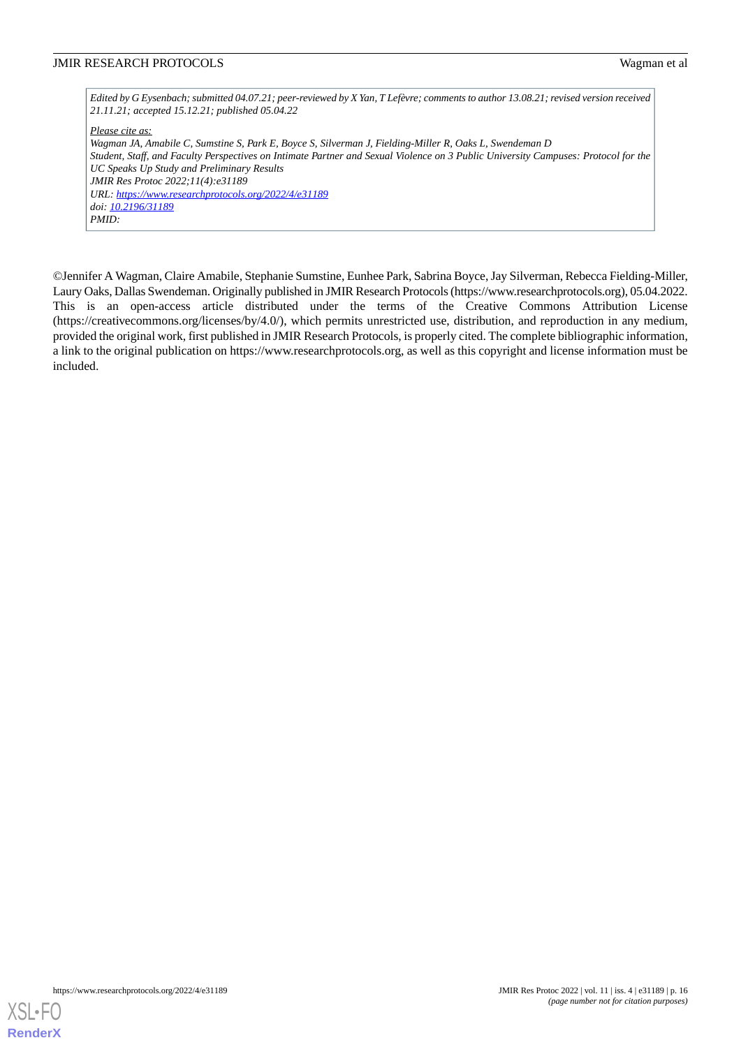*Edited by G Eysenbach; submitted 04.07.21; peer-reviewed by X Yan, T Lefèvre; comments to author 13.08.21; revised version received 21.11.21; accepted 15.12.21; published 05.04.22*

*Please cite as:*
*Wagman JA, Amabile C, Sumstine S, Park E, Boyce S, Silverman J, Fielding-Miller R, Oaks L, Swendeman D*
*Student, Staff, and Faculty Perspectives on Intimate Partner and Sexual Violence on 3 Public University Campuses: Protocol for the UC Speaks Up Study and Preliminary Results*
*JMIR Res Protoc 2022;11(4):e31189*
*URL: https://www.researchprotocols.org/2022/4/e31189*
*doi: 10.2196/31189*
*PMID:*

©Jennifer A Wagman, Claire Amabile, Stephanie Sumstine, Eunhee Park, Sabrina Boyce, Jay Silverman, Rebecca Fielding-Miller, Laury Oaks, Dallas Swendeman. Originally published in JMIR Research Protocols (https://www.researchprotocols.org), 05.04.2022. This is an open-access article distributed under the terms of the Creative Commons Attribution License (https://creativecommons.org/licenses/by/4.0/), which permits unrestricted use, distribution, and reproduction in any medium, provided the original work, first published in JMIR Research Protocols, is properly cited. The complete bibliographic information, a link to the original publication on https://www.researchprotocols.org, as well as this copyright and license information must be included.